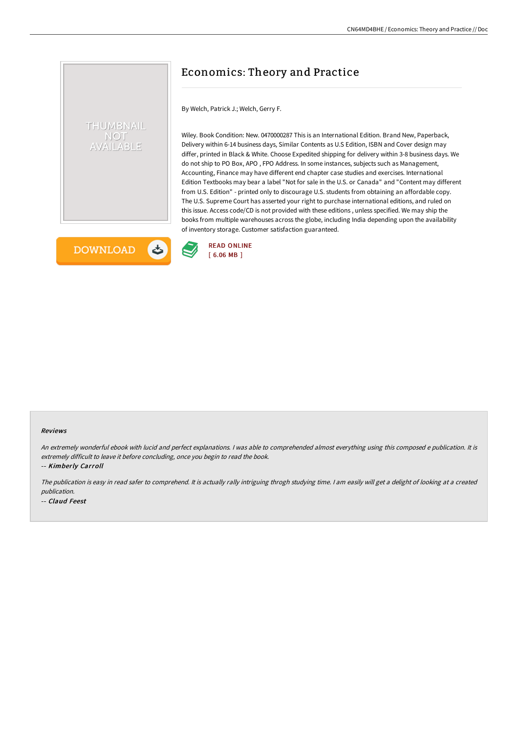# Economics: Theory and Practice

By Welch, Patrick J.; Welch, Gerry F.

Wiley. Book Condition: New. 0470000287 This is an International Edition. Brand New, Paperback, Delivery within 6-14 business days, Similar Contents as U.S Edition, ISBN and Cover design may differ, printed in Black & White. Choose Expedited shipping for delivery within 3-8 business days. We do not ship to PO Box, APO , FPO Address. In some instances, subjects such as Management, Accounting, Finance may have different end chapter case studies and exercises. International Edition Textbooks may bear a label "Not for sale in the U.S. or Canada" and "Content may different from U.S. Edition" - printed only to discourage U.S. students from obtaining an affordable copy. The U.S. Supreme Court has asserted your right to purchase international editions, and ruled on this issue. Access code/CD is not provided with these editions , unless specified. We may ship the books from multiple warehouses across the globe, including India depending upon the availability of inventory storage. Customer satisfaction guaranteed.

DOWNLOAD

READ ONLINE
[ 6.06 MB ]

### Reviews

*An extremely wonderful ebook with lucid and perfect explanations. I was able to comprehended almost everything using this composed e publication. It is extremely difficult to leave it before concluding, once you begin to read the book.*

-- ***Kimberly Carroll***

*The publication is easy in read safer to comprehend. It is actually rally intriguing throgh studying time. I am easily will get a delight of looking at a created publication.*

-- ***Claud Feest***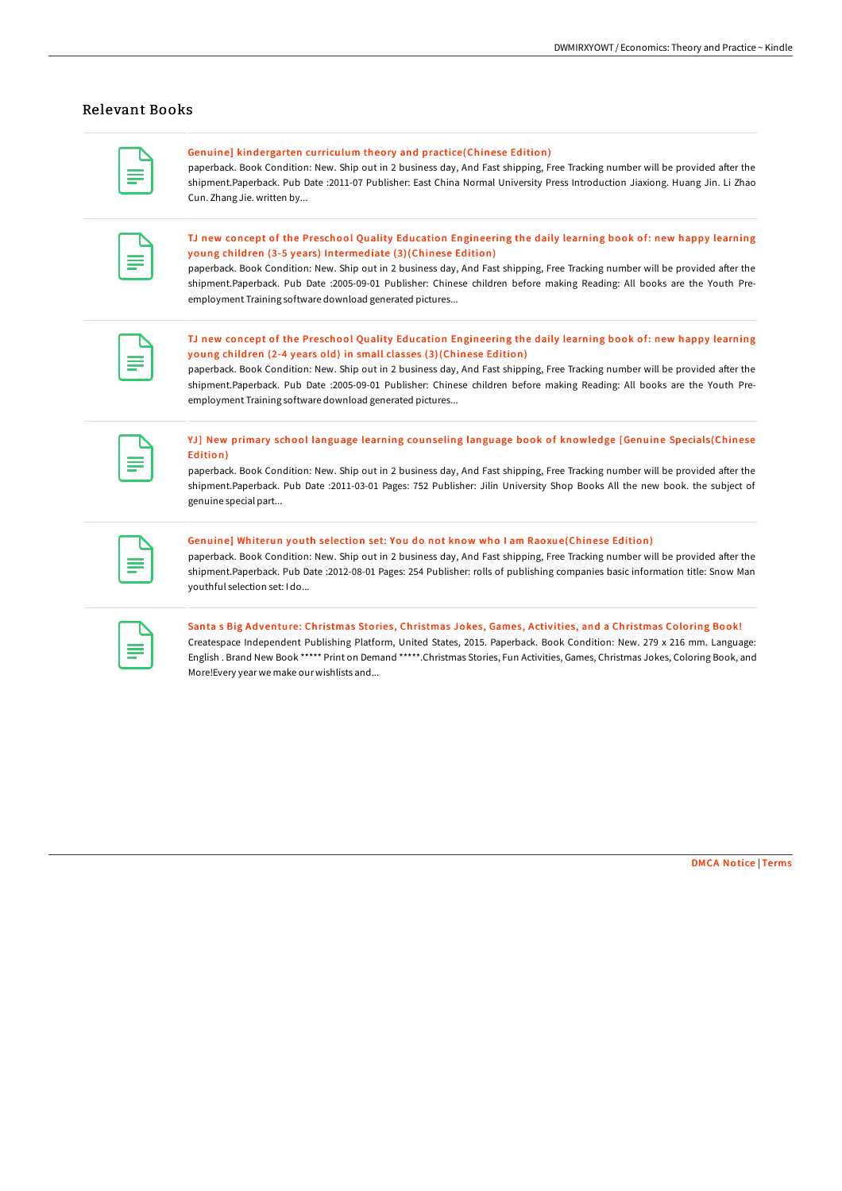## Relevant Books

### Genuine] kindergarten curriculum theory and practice(Chinese Edition)

paperback. Book Condition: New. Ship out in 2 business day, And Fast shipping, Free Tracking number will be provided after the shipment.Paperback. Pub Date :2011-07 Publisher: East China Normal University Press Introduction Jiaxiong. Huang Jin. Li Zhao Cun. Zhang Jie. written by...

### TJ new concept of the Preschool Quality Education Engineering the daily learning book of: new happy learning young children (3-5 years) Intermediate (3)(Chinese Edition)

paperback. Book Condition: New. Ship out in 2 business day, And Fast shipping, Free Tracking number will be provided after the shipment.Paperback. Pub Date :2005-09-01 Publisher: Chinese children before making Reading: All books are the Youth Pre-employment Training software download generated pictures...

### TJ new concept of the Preschool Quality Education Engineering the daily learning book of: new happy learning young children (2-4 years old) in small classes (3)(Chinese Edition)

paperback. Book Condition: New. Ship out in 2 business day, And Fast shipping, Free Tracking number will be provided after the shipment.Paperback. Pub Date :2005-09-01 Publisher: Chinese children before making Reading: All books are the Youth Pre-employment Training software download generated pictures...

### YJ] New primary school language learning counseling language book of knowledge [Genuine Specials(Chinese Edition)

paperback. Book Condition: New. Ship out in 2 business day, And Fast shipping, Free Tracking number will be provided after the shipment.Paperback. Pub Date :2011-03-01 Pages: 752 Publisher: Jilin University Shop Books All the new book. the subject of genuine special part...

### Genuine] Whiterun youth selection set: You do not know who I am Raoxue(Chinese Edition)

paperback. Book Condition: New. Ship out in 2 business day, And Fast shipping, Free Tracking number will be provided after the shipment.Paperback. Pub Date :2012-08-01 Pages: 254 Publisher: rolls of publishing companies basic information title: Snow Man youthful selection set: I do...

### Santa s Big Adventure: Christmas Stories, Christmas Jokes, Games, Activities, and a Christmas Coloring Book!

Createspace Independent Publishing Platform, United States, 2015. Paperback. Book Condition: New. 279 x 216 mm. Language: English . Brand New Book ***** Print on Demand *****.Christmas Stories, Fun Activities, Games, Christmas Jokes, Coloring Book, and More!Every year we make our wishlists and...

DMCA Notice | Terms